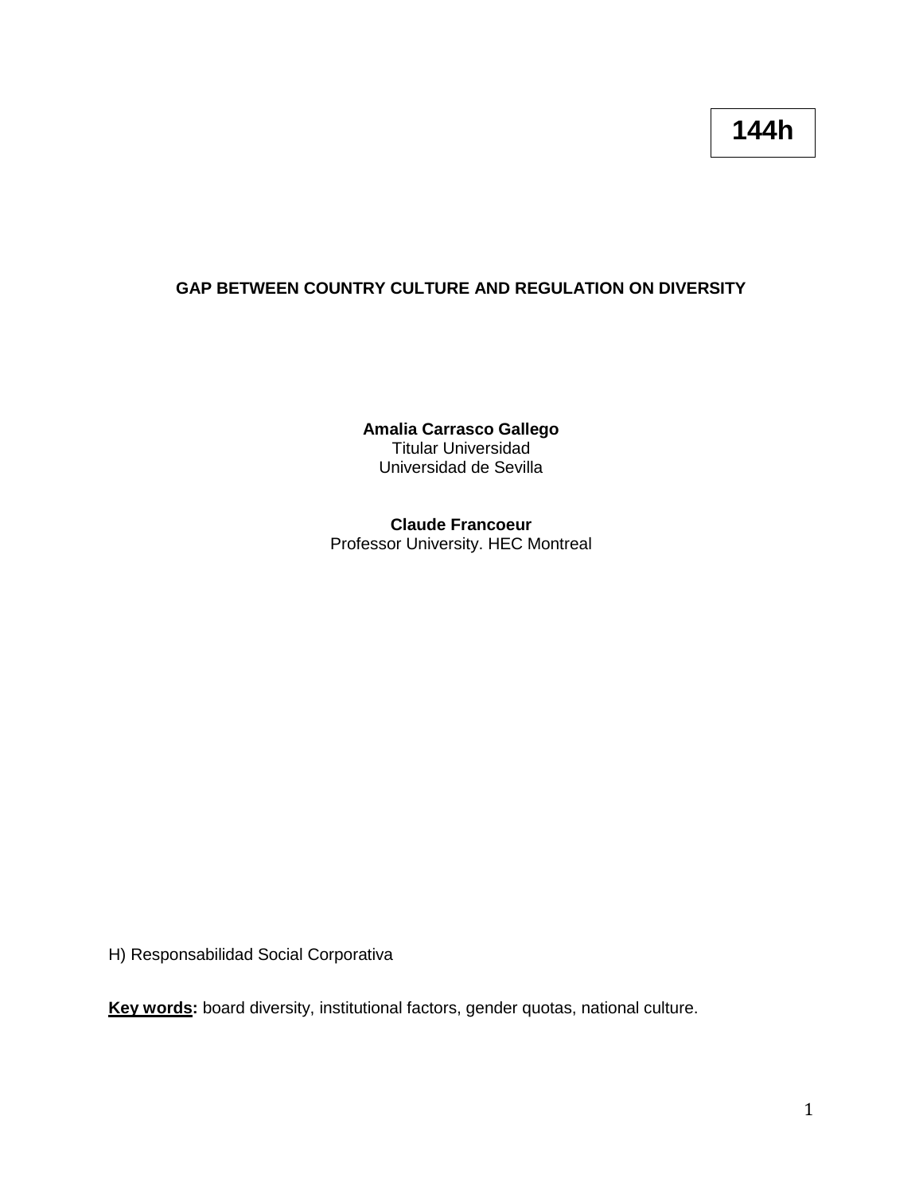**144h**

# GAP BETWEEN COUNTRY CULTURE AND REGULATION ON DIVERSITY

**Amalia Carrasco Gallego**
Titular Universidad
Universidad de Sevilla

**Claude Francoeur**
Professor University. HEC Montreal

H) Responsabilidad Social Corporativa

**Key words:** board diversity, institutional factors, gender quotas, national culture.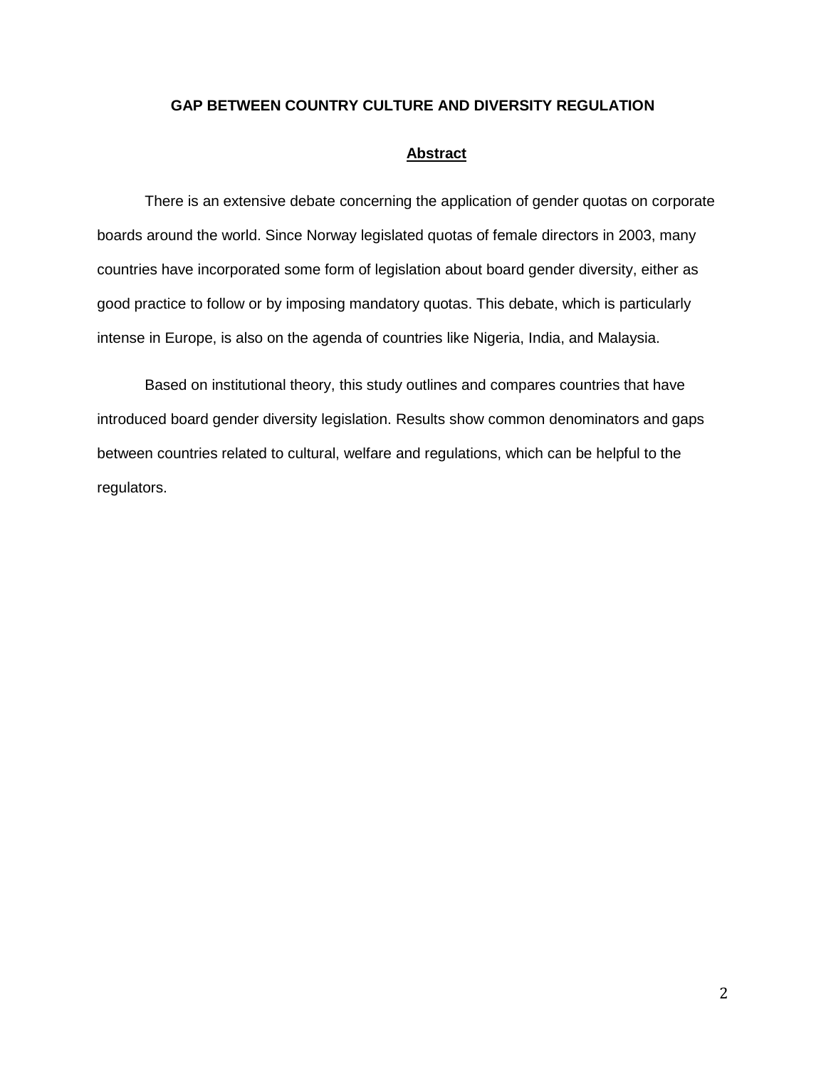# GAP BETWEEN COUNTRY CULTURE AND DIVERSITY REGULATION

## Abstract

There is an extensive debate concerning the application of gender quotas on corporate boards around the world. Since Norway legislated quotas of female directors in 2003, many countries have incorporated some form of legislation about board gender diversity, either as good practice to follow or by imposing mandatory quotas. This debate, which is particularly intense in Europe, is also on the agenda of countries like Nigeria, India, and Malaysia.

Based on institutional theory, this study outlines and compares countries that have introduced board gender diversity legislation. Results show common denominators and gaps between countries related to cultural, welfare and regulations, which can be helpful to the regulators.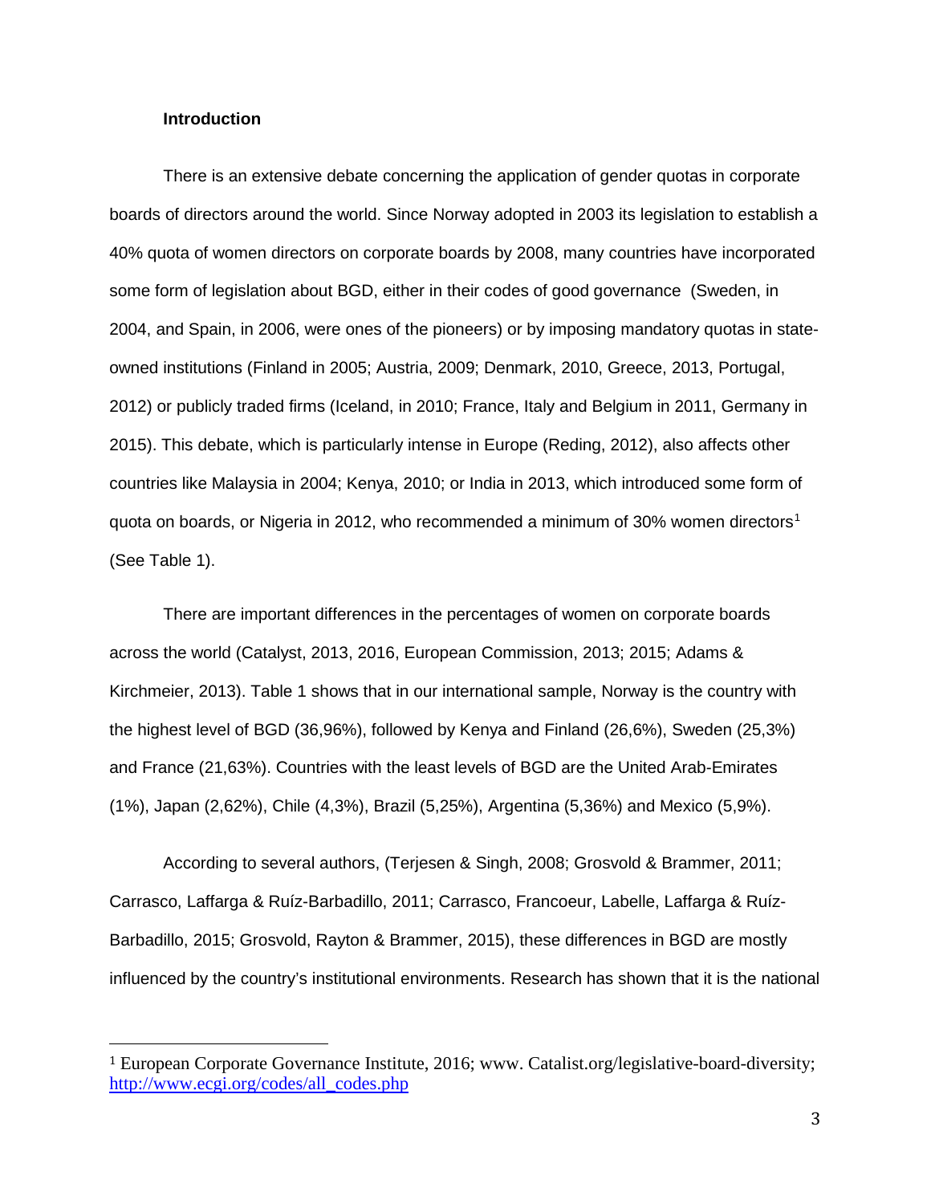**Introduction**

There is an extensive debate concerning the application of gender quotas in corporate boards of directors around the world. Since Norway adopted in 2003 its legislation to establish a 40% quota of women directors on corporate boards by 2008, many countries have incorporated some form of legislation about BGD, either in their codes of good governance (Sweden, in 2004, and Spain, in 2006, were ones of the pioneers) or by imposing mandatory quotas in state-owned institutions (Finland in 2005; Austria, 2009; Denmark, 2010, Greece, 2013, Portugal, 2012) or publicly traded firms (Iceland, in 2010; France, Italy and Belgium in 2011, Germany in 2015). This debate, which is particularly intense in Europe (Reding, 2012), also affects other countries like Malaysia in 2004; Kenya, 2010; or India in 2013, which introduced some form of quota on boards, or Nigeria in 2012, who recommended a minimum of 30% women directors[1] (See Table 1).

There are important differences in the percentages of women on corporate boards across the world (Catalyst, 2013, 2016, European Commission, 2013; 2015; Adams & Kirchmeier, 2013). Table 1 shows that in our international sample, Norway is the country with the highest level of BGD (36,96%), followed by Kenya and Finland (26,6%), Sweden (25,3%) and France (21,63%). Countries with the least levels of BGD are the United Arab-Emirates (1%), Japan (2,62%), Chile (4,3%), Brazil (5,25%), Argentina (5,36%) and Mexico (5,9%).

According to several authors, (Terjesen & Singh, 2008; Grosvold & Brammer, 2011; Carrasco, Laffarga & Ruíz-Barbadillo, 2011; Carrasco, Francoeur, Labelle, Laffarga & Ruíz-Barbadillo, 2015; Grosvold, Rayton & Brammer, 2015), these differences in BGD are mostly influenced by the country's institutional environments. Research has shown that it is the national

[1] European Corporate Governance Institute, 2016; www. Catalist.org/legislative-board-diversity; http://www.ecgi.org/codes/all_codes.php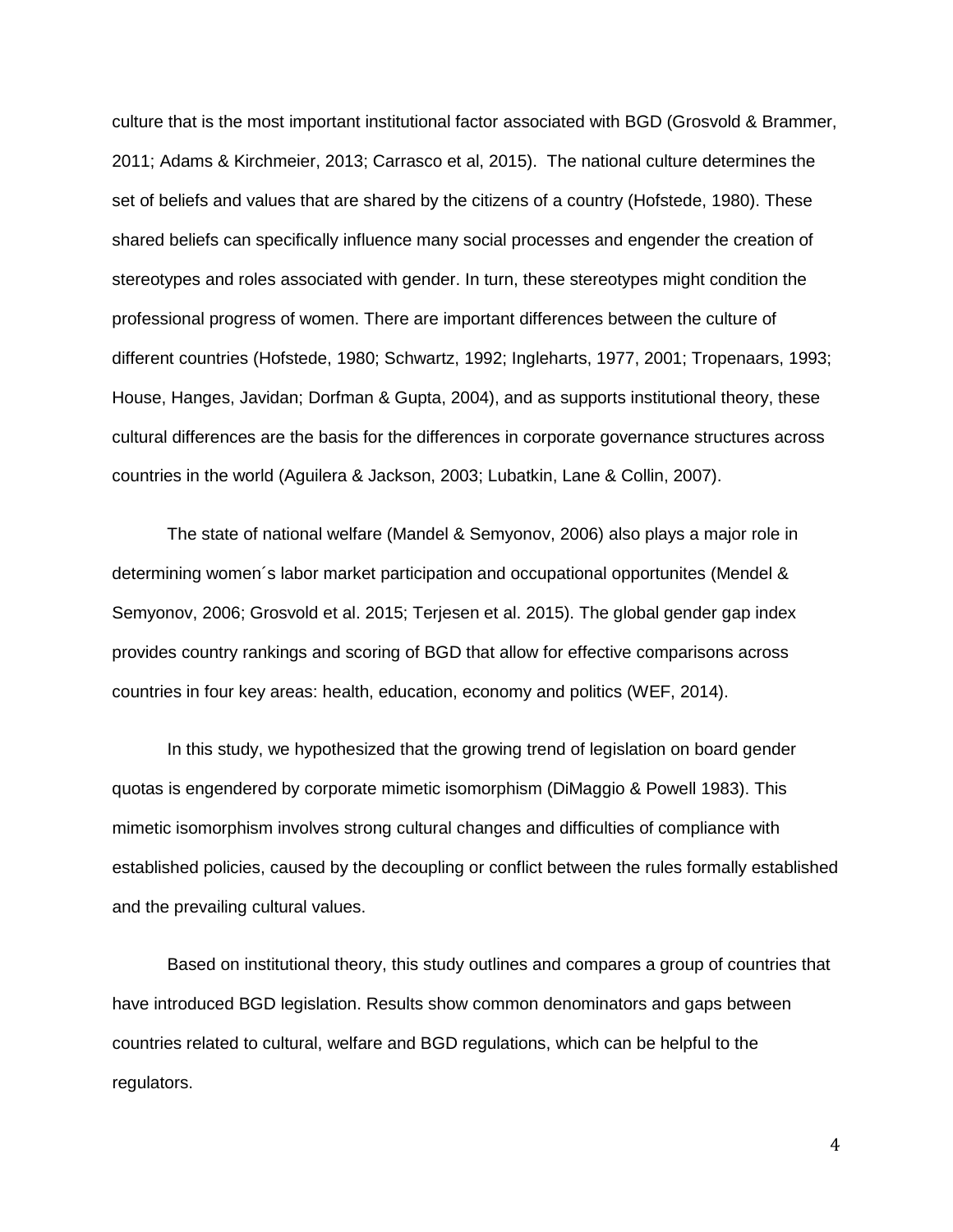culture that is the most important institutional factor associated with BGD (Grosvold & Brammer, 2011; Adams & Kirchmeier, 2013; Carrasco et al, 2015). The national culture determines the set of beliefs and values that are shared by the citizens of a country (Hofstede, 1980). These shared beliefs can specifically influence many social processes and engender the creation of stereotypes and roles associated with gender. In turn, these stereotypes might condition the professional progress of women. There are important differences between the culture of different countries (Hofstede, 1980; Schwartz, 1992; Ingleharts, 1977, 2001; Tropenaars, 1993; House, Hanges, Javidan; Dorfman & Gupta, 2004), and as supports institutional theory, these cultural differences are the basis for the differences in corporate governance structures across countries in the world (Aguilera & Jackson, 2003; Lubatkin, Lane & Collin, 2007).

The state of national welfare (Mandel & Semyonov, 2006) also plays a major role in determining women´s labor market participation and occupational opportunites (Mendel & Semyonov, 2006; Grosvold et al. 2015; Terjesen et al. 2015). The global gender gap index provides country rankings and scoring of BGD that allow for effective comparisons across countries in four key areas: health, education, economy and politics (WEF, 2014).

In this study, we hypothesized that the growing trend of legislation on board gender quotas is engendered by corporate mimetic isomorphism (DiMaggio & Powell 1983). This mimetic isomorphism involves strong cultural changes and difficulties of compliance with established policies, caused by the decoupling or conflict between the rules formally established and the prevailing cultural values.

Based on institutional theory, this study outlines and compares a group of countries that have introduced BGD legislation. Results show common denominators and gaps between countries related to cultural, welfare and BGD regulations, which can be helpful to the regulators.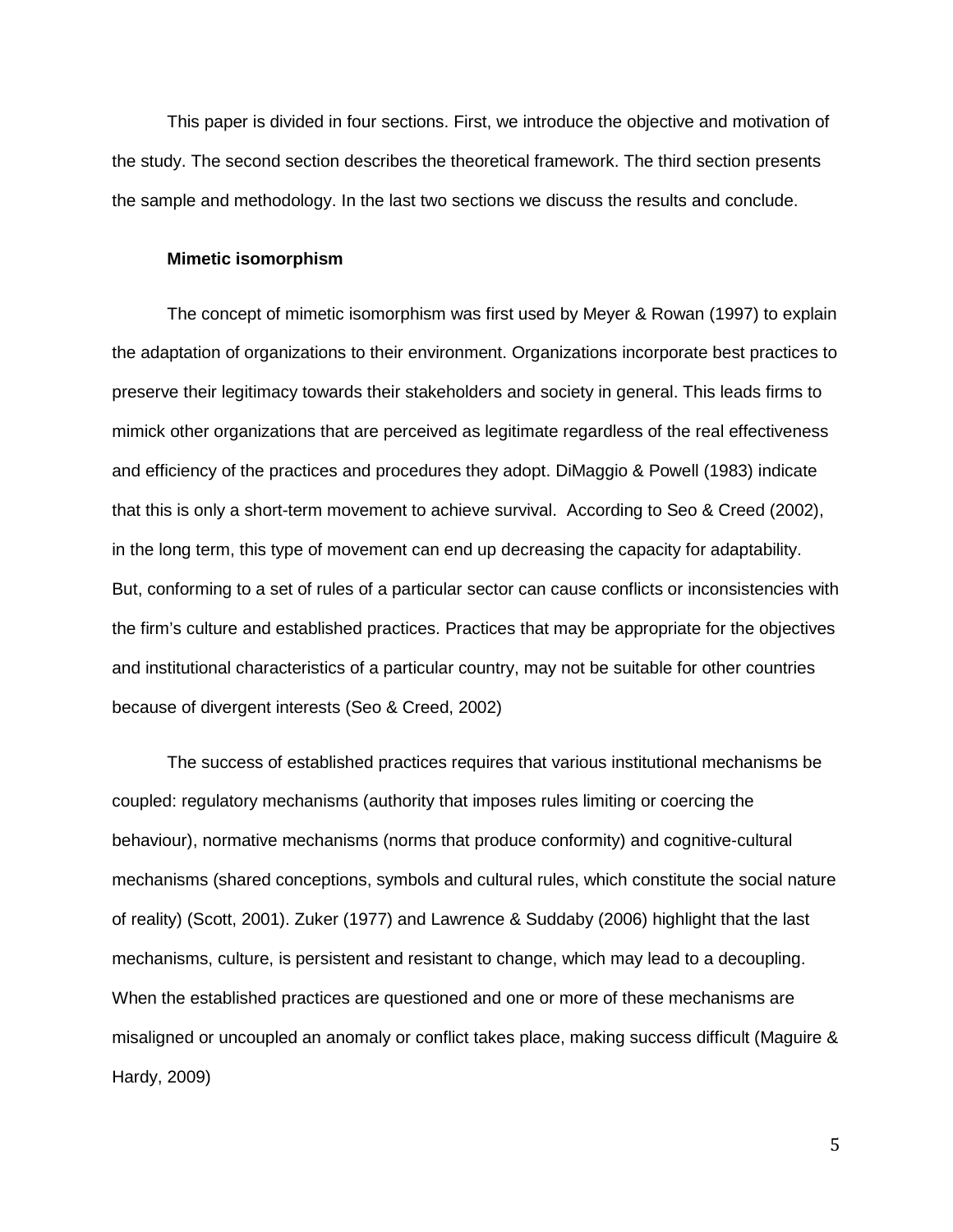This paper is divided in four sections. First, we introduce the objective and motivation of the study. The second section describes the theoretical framework. The third section presents the sample and methodology. In the last two sections we discuss the results and conclude.

**Mimetic isomorphism**

The concept of mimetic isomorphism was first used by Meyer & Rowan (1997) to explain the adaptation of organizations to their environment. Organizations incorporate best practices to preserve their legitimacy towards their stakeholders and society in general. This leads firms to mimick other organizations that are perceived as legitimate regardless of the real effectiveness and efficiency of the practices and procedures they adopt. DiMaggio & Powell (1983) indicate that this is only a short-term movement to achieve survival. According to Seo & Creed (2002), in the long term, this type of movement can end up decreasing the capacity for adaptability. But, conforming to a set of rules of a particular sector can cause conflicts or inconsistencies with the firm's culture and established practices. Practices that may be appropriate for the objectives and institutional characteristics of a particular country, may not be suitable for other countries because of divergent interests (Seo & Creed, 2002)

The success of established practices requires that various institutional mechanisms be coupled: regulatory mechanisms (authority that imposes rules limiting or coercing the behaviour), normative mechanisms (norms that produce conformity) and cognitive-cultural mechanisms (shared conceptions, symbols and cultural rules, which constitute the social nature of reality) (Scott, 2001). Zuker (1977) and Lawrence & Suddaby (2006) highlight that the last mechanisms, culture, is persistent and resistant to change, which may lead to a decoupling. When the established practices are questioned and one or more of these mechanisms are misaligned or uncoupled an anomaly or conflict takes place, making success difficult (Maguire & Hardy, 2009)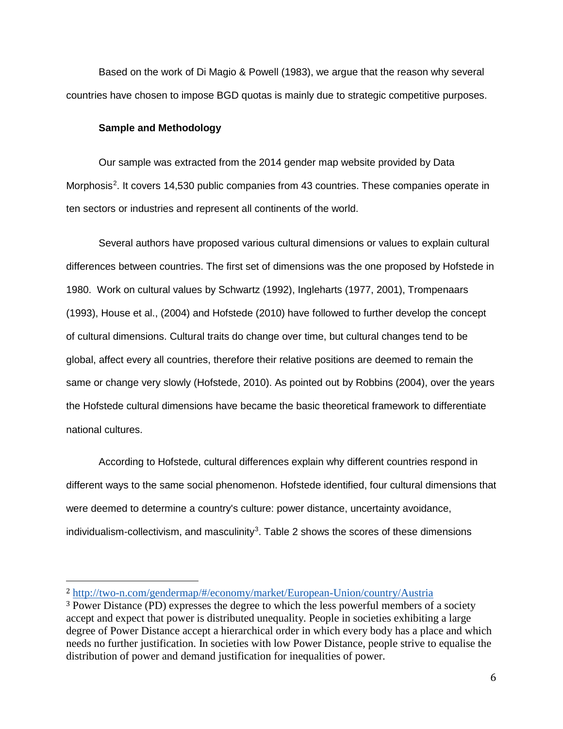Based on the work of Di Magio & Powell (1983), we argue that the reason why several countries have chosen to impose BGD quotas is mainly due to strategic competitive purposes.

**Sample and Methodology**

Our sample was extracted from the 2014 gender map website provided by Data Morphosis[2]. It covers 14,530 public companies from 43 countries. These companies operate in ten sectors or industries and represent all continents of the world.

Several authors have proposed various cultural dimensions or values to explain cultural differences between countries. The first set of dimensions was the one proposed by Hofstede in 1980. Work on cultural values by Schwartz (1992), Ingleharts (1977, 2001), Trompenaars (1993), House et al., (2004) and Hofstede (2010) have followed to further develop the concept of cultural dimensions. Cultural traits do change over time, but cultural changes tend to be global, affect every all countries, therefore their relative positions are deemed to remain the same or change very slowly (Hofstede, 2010). As pointed out by Robbins (2004), over the years the Hofstede cultural dimensions have became the basic theoretical framework to differentiate national cultures.

According to Hofstede, cultural differences explain why different countries respond in different ways to the same social phenomenon. Hofstede identified, four cultural dimensions that were deemed to determine a country's culture: power distance, uncertainty avoidance, individualism-collectivism, and masculinity[3]. Table 2 shows the scores of these dimensions

---

[2] http://two-n.com/gendermap/#/economy/market/European-Union/country/Austria

[3] Power Distance (PD) expresses the degree to which the less powerful members of a society accept and expect that power is distributed unequality. People in societies exhibiting a large degree of Power Distance accept a hierarchical order in which every body has a place and which needs no further justification. In societies with low Power Distance, people strive to equalise the distribution of power and demand justification for inequalities of power.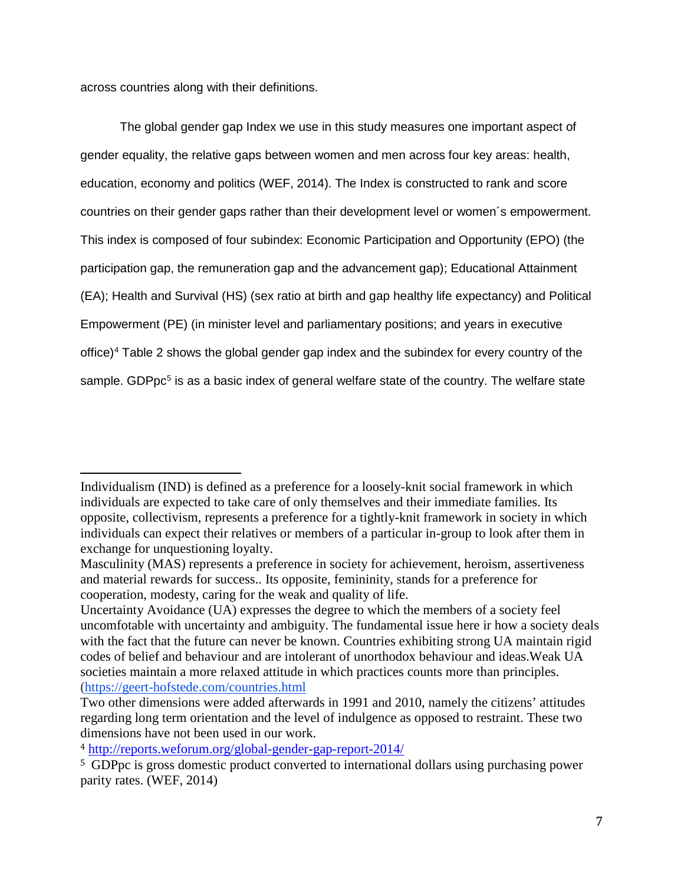across countries along with their definitions.

The global gender gap Index we use in this study measures one important aspect of gender equality, the relative gaps between women and men across four key areas: health, education, economy and politics (WEF, 2014). The Index is constructed to rank and score countries on their gender gaps rather than their development level or women´s empowerment. This index is composed of four subindex: Economic Participation and Opportunity (EPO) (the participation gap, the remuneration gap and the advancement gap); Educational Attainment (EA); Health and Survival (HS) (sex ratio at birth and gap healthy life expectancy) and Political Empowerment (PE) (in minister level and parliamentary positions; and years in executive office)[4] Table 2 shows the global gender gap index and the subindex for every country of the sample. GDPpc[5] is as a basic index of general welfare state of the country. The welfare state

---

Individualism (IND) is defined as a preference for a loosely-knit social framework in which individuals are expected to take care of only themselves and their immediate families. Its opposite, collectivism, represents a preference for a tightly-knit framework in society in which individuals can expect their relatives or members of a particular in-group to look after them in exchange for unquestioning loyalty.

Masculinity (MAS) represents a preference in society for achievement, heroism, assertiveness and material rewards for success.. Its opposite, femininity, stands for a preference for cooperation, modesty, caring for the weak and quality of life.

Uncertainty Avoidance (UA) expresses the degree to which the members of a society feel uncomfotable with uncertainty and ambiguity. The fundamental issue here ir how a society deals with the fact that the future can never be known. Countries exhibiting strong UA maintain rigid codes of belief and behaviour and are intolerant of unorthodox behaviour and ideas.Weak UA societies maintain a more relaxed attitude in which practices counts more than principles. (https://geert-hofstede.com/countries.html

Two other dimensions were added afterwards in 1991 and 2010, namely the citizens' attitudes regarding long term orientation and the level of indulgence as opposed to restraint. These two dimensions have not been used in our work.

[4] http://reports.weforum.org/global-gender-gap-report-2014/

[5] GDPpc is gross domestic product converted to international dollars using purchasing power parity rates. (WEF, 2014)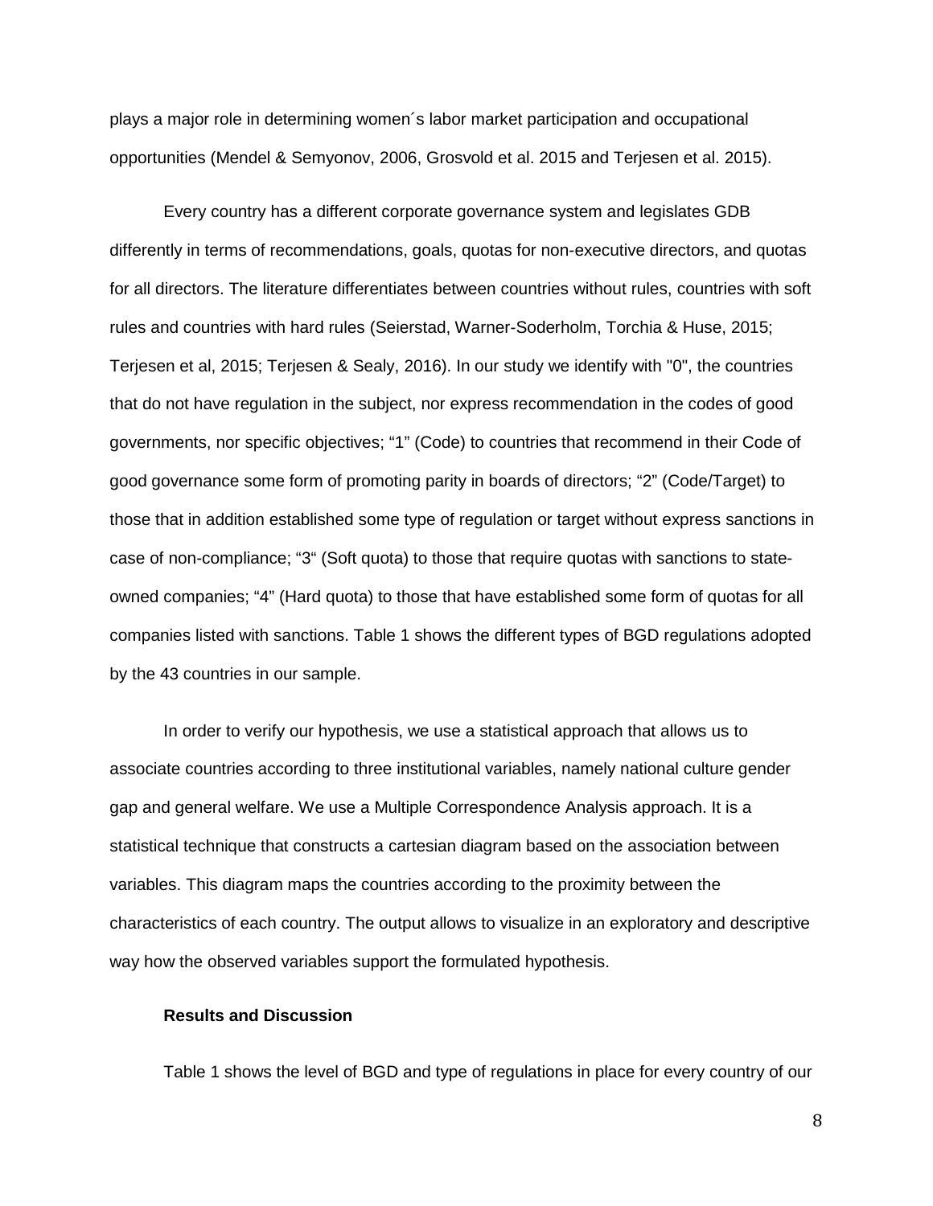plays a major role in determining women´s labor market participation and occupational opportunities (Mendel & Semyonov, 2006, Grosvold et al. 2015 and Terjesen et al. 2015).

Every country has a different corporate governance system and legislates GDB differently in terms of recommendations, goals, quotas for non-executive directors, and quotas for all directors. The literature differentiates between countries without rules, countries with soft rules and countries with hard rules (Seierstad, Warner-Soderholm, Torchia & Huse, 2015; Terjesen et al, 2015; Terjesen & Sealy, 2016). In our study we identify with "0", the countries that do not have regulation in the subject, nor express recommendation in the codes of good governments, nor specific objectives; "1" (Code) to countries that recommend in their Code of good governance some form of promoting parity in boards of directors; "2" (Code/Target) to those that in addition established some type of regulation or target without express sanctions in case of non-compliance; "3" (Soft quota) to those that require quotas with sanctions to state-owned companies; "4" (Hard quota) to those that have established some form of quotas for all companies listed with sanctions. Table 1 shows the different types of BGD regulations adopted by the 43 countries in our sample.

In order to verify our hypothesis, we use a statistical approach that allows us to associate countries according to three institutional variables, namely national culture gender gap and general welfare. We use a Multiple Correspondence Analysis approach. It is a statistical technique that constructs a cartesian diagram based on the association between variables. This diagram maps the countries according to the proximity between the characteristics of each country. The output allows to visualize in an exploratory and descriptive way how the observed variables support the formulated hypothesis.

**Results and Discussion**

Table 1 shows the level of BGD and type of regulations in place for every country of our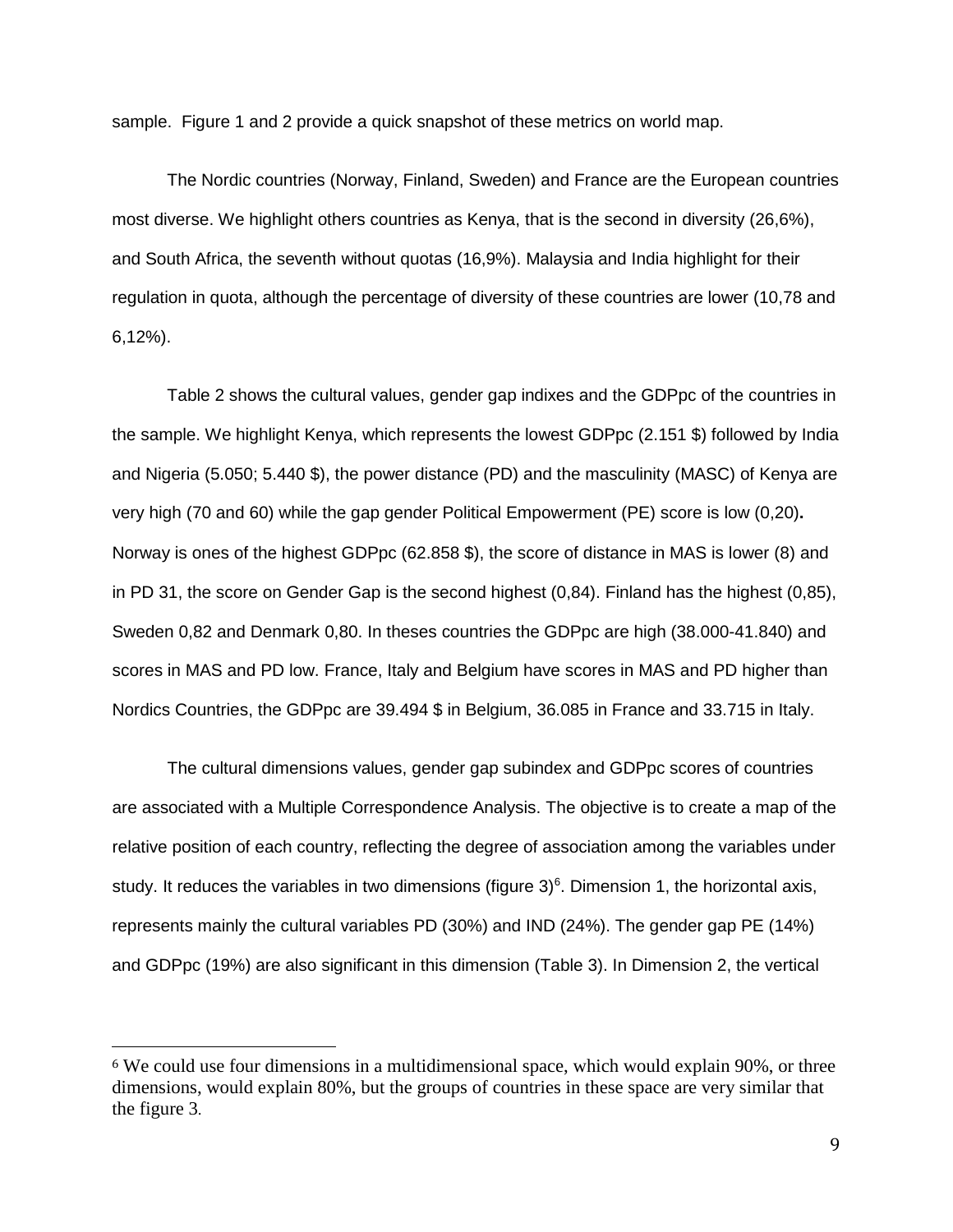sample. Figure 1 and 2 provide a quick snapshot of these metrics on world map.

The Nordic countries (Norway, Finland, Sweden) and France are the European countries most diverse. We highlight others countries as Kenya, that is the second in diversity (26,6%), and South Africa, the seventh without quotas (16,9%). Malaysia and India highlight for their regulation in quota, although the percentage of diversity of these countries are lower (10,78 and 6,12%).

Table 2 shows the cultural values, gender gap indixes and the GDPpc of the countries in the sample. We highlight Kenya, which represents the lowest GDPpc (2.151 $) followed by India and Nigeria (5.050; 5.440 $), the power distance (PD) and the masculinity (MASC) of Kenya are very high (70 and 60) while the gap gender Political Empowerment (PE) score is low (0,20). Norway is ones of the highest GDPpc (62.858 $), the score of distance in MAS is lower (8) and in PD 31, the score on Gender Gap is the second highest (0,84). Finland has the highest (0,85), Sweden 0,82 and Denmark 0,80. In theses countries the GDPpc are high (38.000-41.840) and scores in MAS and PD low. France, Italy and Belgium have scores in MAS and PD higher than Nordics Countries, the GDPpc are 39.494 $ in Belgium, 36.085 in France and 33.715 in Italy.

The cultural dimensions values, gender gap subindex and GDPpc scores of countries are associated with a Multiple Correspondence Analysis. The objective is to create a map of the relative position of each country, reflecting the degree of association among the variables under study. It reduces the variables in two dimensions (figure 3)[6]. Dimension 1, the horizontal axis, represents mainly the cultural variables PD (30%) and IND (24%). The gender gap PE (14%) and GDPpc (19%) are also significant in this dimension (Table 3). In Dimension 2, the vertical

[6] We could use four dimensions in a multidimensional space, which would explain 90%, or three dimensions, would explain 80%, but the groups of countries in these space are very similar that the figure 3.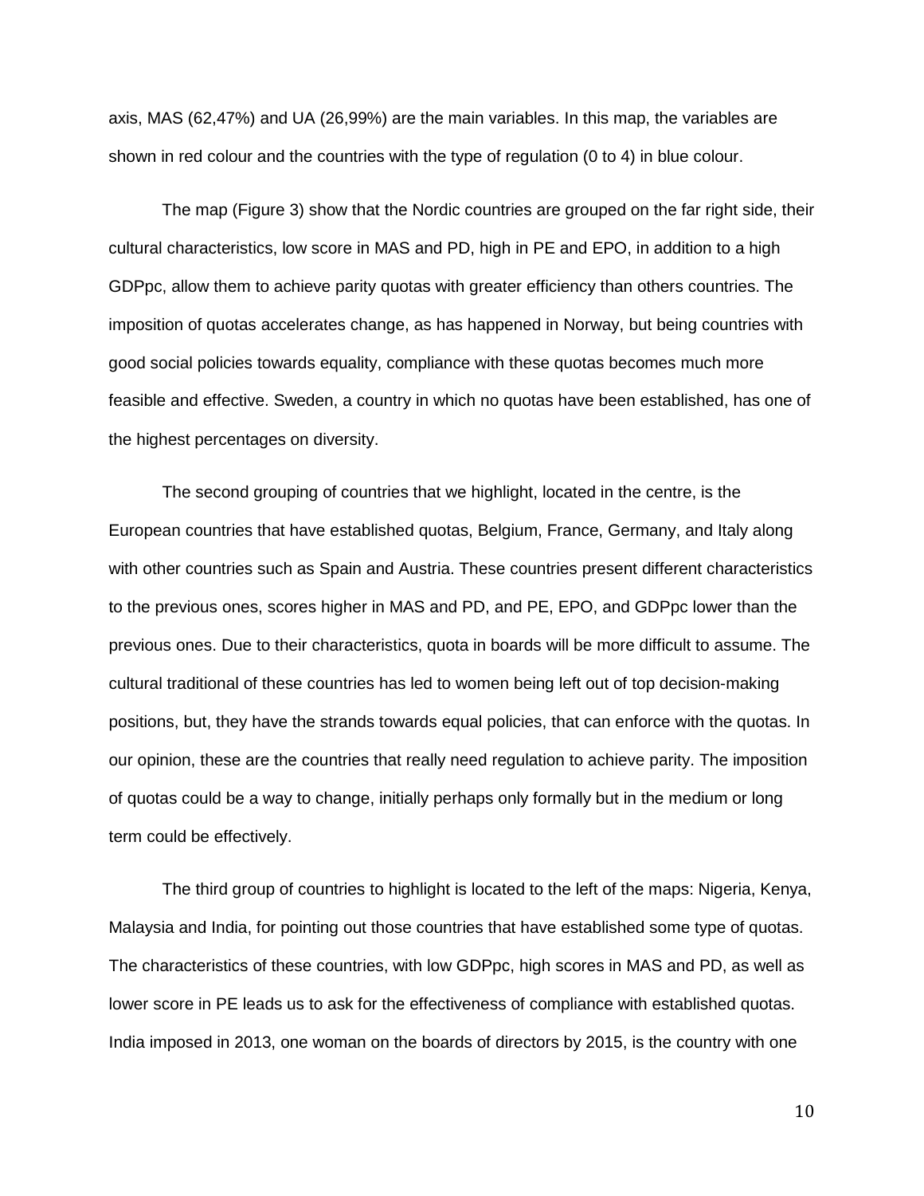axis, MAS (62,47%) and UA (26,99%) are the main variables. In this map, the variables are shown in red colour and the countries with the type of regulation (0 to 4) in blue colour.

The map (Figure 3) show that the Nordic countries are grouped on the far right side, their cultural characteristics, low score in MAS and PD, high in PE and EPO, in addition to a high GDPpc, allow them to achieve parity quotas with greater efficiency than others countries. The imposition of quotas accelerates change, as has happened in Norway, but being countries with good social policies towards equality, compliance with these quotas becomes much more feasible and effective. Sweden, a country in which no quotas have been established, has one of the highest percentages on diversity.

The second grouping of countries that we highlight, located in the centre, is the European countries that have established quotas, Belgium, France, Germany, and Italy along with other countries such as Spain and Austria. These countries present different characteristics to the previous ones, scores higher in MAS and PD, and PE, EPO, and GDPpc lower than the previous ones. Due to their characteristics, quota in boards will be more difficult to assume. The cultural traditional of these countries has led to women being left out of top decision-making positions, but, they have the strands towards equal policies, that can enforce with the quotas. In our opinion, these are the countries that really need regulation to achieve parity. The imposition of quotas could be a way to change, initially perhaps only formally but in the medium or long term could be effectively.

The third group of countries to highlight is located to the left of the maps: Nigeria, Kenya, Malaysia and India, for pointing out those countries that have established some type of quotas. The characteristics of these countries, with low GDPpc, high scores in MAS and PD, as well as lower score in PE leads us to ask for the effectiveness of compliance with established quotas. India imposed in 2013, one woman on the boards of directors by 2015, is the country with one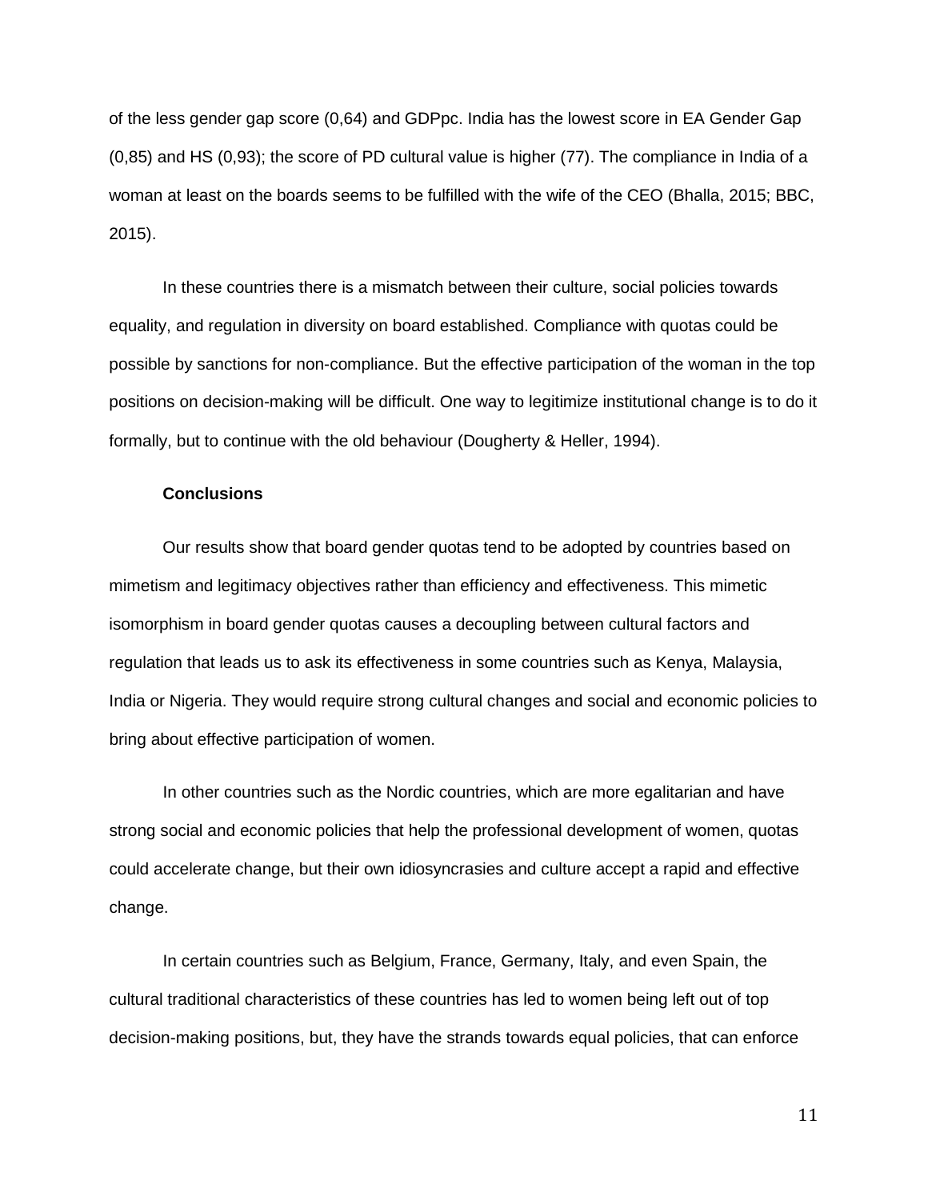of the less gender gap score (0,64) and GDPpc. India has the lowest score in EA Gender Gap (0,85) and HS (0,93); the score of PD cultural value is higher (77). The compliance in India of a woman at least on the boards seems to be fulfilled with the wife of the CEO (Bhalla, 2015; BBC, 2015).

In these countries there is a mismatch between their culture, social policies towards equality, and regulation in diversity on board established. Compliance with quotas could be possible by sanctions for non-compliance. But the effective participation of the woman in the top positions on decision-making will be difficult. One way to legitimize institutional change is to do it formally, but to continue with the old behaviour (Dougherty & Heller, 1994).

## Conclusions

Our results show that board gender quotas tend to be adopted by countries based on mimetism and legitimacy objectives rather than efficiency and effectiveness. This mimetic isomorphism in board gender quotas causes a decoupling between cultural factors and regulation that leads us to ask its effectiveness in some countries such as Kenya, Malaysia, India or Nigeria. They would require strong cultural changes and social and economic policies to bring about effective participation of women.

In other countries such as the Nordic countries, which are more egalitarian and have strong social and economic policies that help the professional development of women, quotas could accelerate change, but their own idiosyncrasies and culture accept a rapid and effective change.

In certain countries such as Belgium, France, Germany, Italy, and even Spain, the cultural traditional characteristics of these countries has led to women being left out of top decision-making positions, but, they have the strands towards equal policies, that can enforce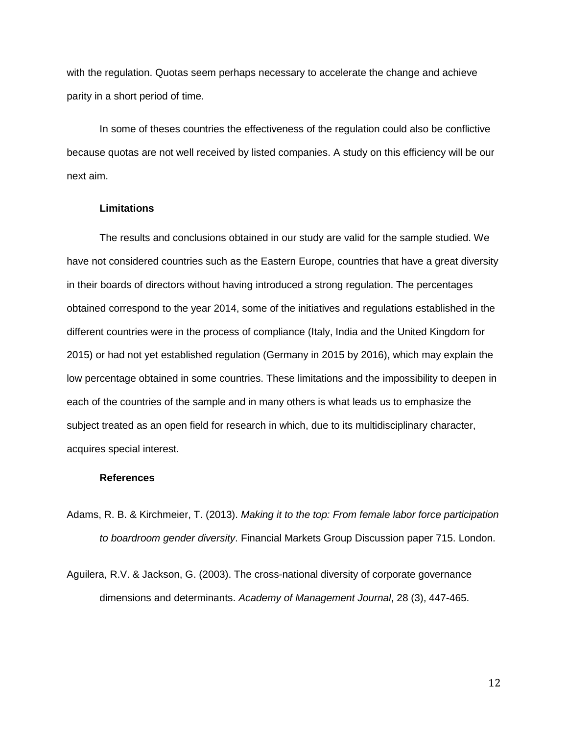with the regulation. Quotas seem perhaps necessary to accelerate the change and achieve parity in a short period of time.

In some of theses countries the effectiveness of the regulation could also be conflictive because quotas are not well received by listed companies. A study on this efficiency will be our next aim.

### Limitations

The results and conclusions obtained in our study are valid for the sample studied. We have not considered countries such as the Eastern Europe, countries that have a great diversity in their boards of directors without having introduced a strong regulation. The percentages obtained correspond to the year 2014, some of the initiatives and regulations established in the different countries were in the process of compliance (Italy, India and the United Kingdom for 2015) or had not yet established regulation (Germany in 2015 by 2016), which may explain the low percentage obtained in some countries. These limitations and the impossibility to deepen in each of the countries of the sample and in many others is what leads us to emphasize the subject treated as an open field for research in which, due to its multidisciplinary character, acquires special interest.

### References

Adams, R. B. & Kirchmeier, T. (2013). *Making it to the top: From female labor force participation to boardroom gender diversity*. Financial Markets Group Discussion paper 715. London.

Aguilera, R.V. & Jackson, G. (2003). The cross-national diversity of corporate governance dimensions and determinants. *Academy of Management Journal*, 28 (3), 447-465.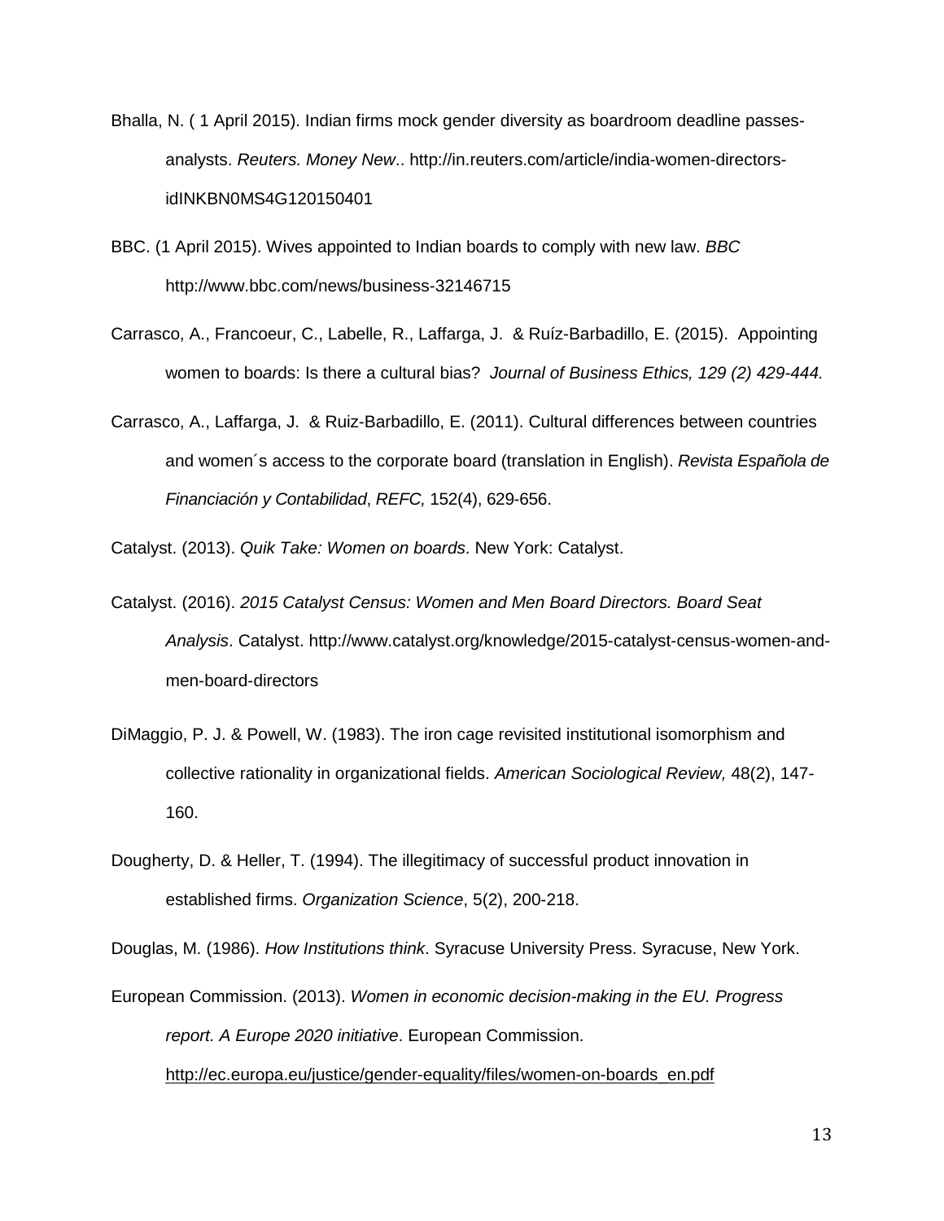Bhalla, N. ( 1 April 2015). Indian firms mock gender diversity as boardroom deadline passes-analysts. *Reuters. Money New*.. http://in.reuters.com/article/india-women-directors-idINKBN0MS4G120150401

BBC. (1 April 2015). Wives appointed to Indian boards to comply with new law. *BBC* http://www.bbc.com/news/business-32146715

Carrasco, A., Francoeur, C., Labelle, R., Laffarga, J. & Ruíz-Barbadillo, E. (2015). Appointing women to boards: Is there a cultural bias? *Journal of Business Ethics, 129 (2) 429-444.*

Carrasco, A., Laffarga, J. & Ruiz-Barbadillo, E. (2011). Cultural differences between countries and women´s access to the corporate board (translation in English). *Revista Española de Financiación y Contabilidad*, *REFC,* 152(4), 629-656.

Catalyst. (2013). *Quik Take: Women on boards*. New York: Catalyst.

Catalyst. (2016). *2015 Catalyst Census: Women and Men Board Directors. Board Seat Analysis*. Catalyst. http://www.catalyst.org/knowledge/2015-catalyst-census-women-and-men-board-directors

DiMaggio, P. J. & Powell, W. (1983). The iron cage revisited institutional isomorphism and collective rationality in organizational fields. *American Sociological Review,* 48(2), 147-160.

Dougherty, D. & Heller, T. (1994). The illegitimacy of successful product innovation in established firms. *Organization Science*, 5(2), 200-218.

Douglas, M. (1986). *How Institutions think*. Syracuse University Press. Syracuse, New York.

European Commission. (2013). *Women in economic decision-making in the EU. Progress report. A Europe 2020 initiative*. European Commission. http://ec.europa.eu/justice/gender-equality/files/women-on-boards_en.pdf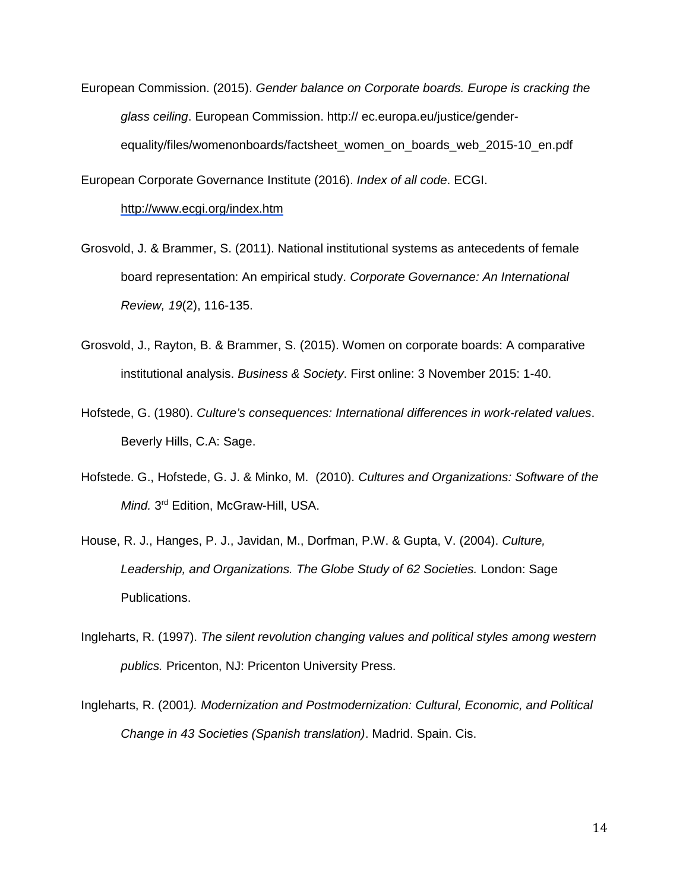European Commission. (2015). *Gender balance on Corporate boards. Europe is cracking the glass ceiling*. European Commission. http:// ec.europa.eu/justice/gender-equality/files/womenonboards/factsheet_women_on_boards_web_2015-10_en.pdf

European Corporate Governance Institute (2016). *Index of all code*. ECGI. http://www.ecgi.org/index.htm

Grosvold, J. & Brammer, S. (2011). National institutional systems as antecedents of female board representation: An empirical study. *Corporate Governance: An International Review, 19*(2), 116-135.

Grosvold, J., Rayton, B. & Brammer, S. (2015). Women on corporate boards: A comparative institutional analysis. *Business & Society*. First online: 3 November 2015: 1-40.

Hofstede, G. (1980). *Culture's consequences: International differences in work-related values*. Beverly Hills, C.A: Sage.

Hofstede. G., Hofstede, G. J. & Minko, M. (2010). *Cultures and Organizations: Software of the Mind.* 3rd Edition, McGraw-Hill, USA.

House, R. J., Hanges, P. J., Javidan, M., Dorfman, P.W. & Gupta, V. (2004). *Culture, Leadership, and Organizations. The Globe Study of 62 Societies.* London: Sage Publications.

Ingleharts, R. (1997). *The silent revolution changing values and political styles among western publics.* Pricenton, NJ: Pricenton University Press.

Ingleharts, R. (2001*). Modernization and Postmodernization: Cultural, Economic, and Political Change in 43 Societies (Spanish translation)*. Madrid. Spain. Cis.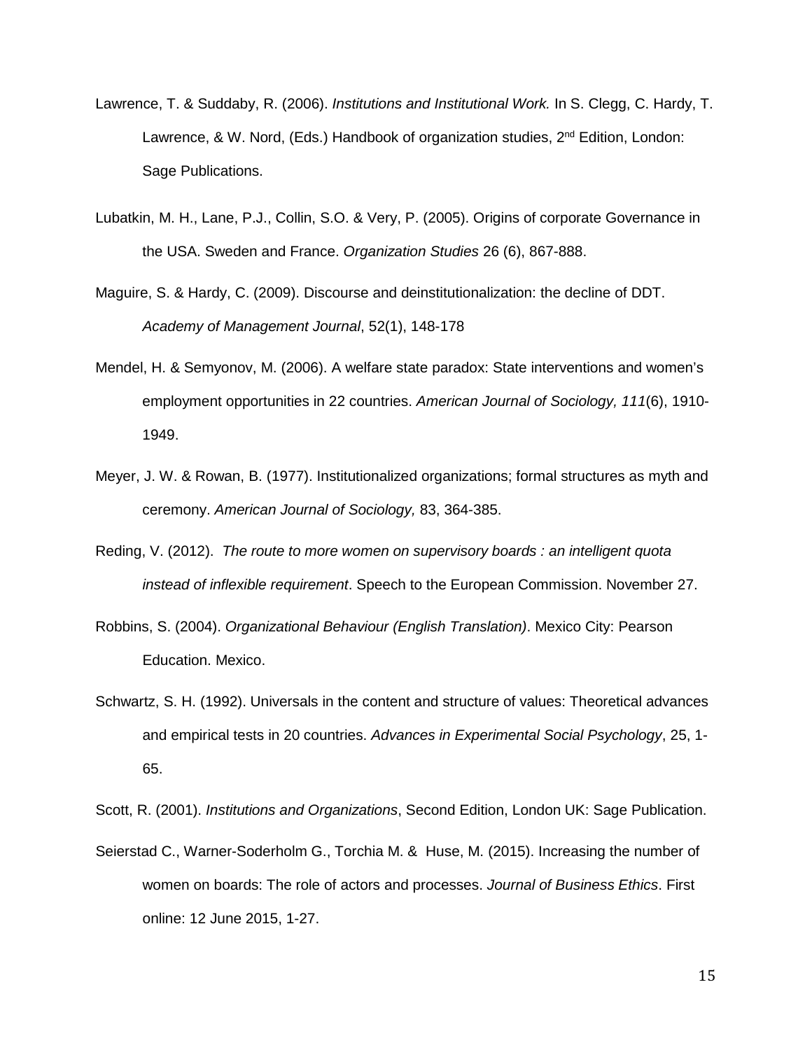Lawrence, T. & Suddaby, R. (2006). *Institutions and Institutional Work.* In S. Clegg, C. Hardy, T. Lawrence, & W. Nord, (Eds.) Handbook of organization studies, 2nd Edition, London: Sage Publications.

Lubatkin, M. H., Lane, P.J., Collin, S.O. & Very, P. (2005). Origins of corporate Governance in the USA. Sweden and France. *Organization Studies* 26 (6), 867-888.

Maguire, S. & Hardy, C. (2009). Discourse and deinstitutionalization: the decline of DDT. *Academy of Management Journal*, 52(1), 148-178

Mendel, H. & Semyonov, M. (2006). A welfare state paradox: State interventions and women's employment opportunities in 22 countries. *American Journal of Sociology, 111*(6), 1910-1949.

Meyer, J. W. & Rowan, B. (1977). Institutionalized organizations; formal structures as myth and ceremony. *American Journal of Sociology,* 83, 364-385.

Reding, V. (2012). *The route to more women on supervisory boards : an intelligent quota instead of inflexible requirement*. Speech to the European Commission. November 27.

Robbins, S. (2004). *Organizational Behaviour (English Translation)*. Mexico City: Pearson Education. Mexico.

Schwartz, S. H. (1992). Universals in the content and structure of values: Theoretical advances and empirical tests in 20 countries. *Advances in Experimental Social Psychology*, 25, 1-65.

Scott, R. (2001). *Institutions and Organizations*, Second Edition, London UK: Sage Publication.

Seierstad C., Warner-Soderholm G., Torchia M. & Huse, M. (2015). Increasing the number of women on boards: The role of actors and processes. *Journal of Business Ethics*. First online: 12 June 2015, 1-27.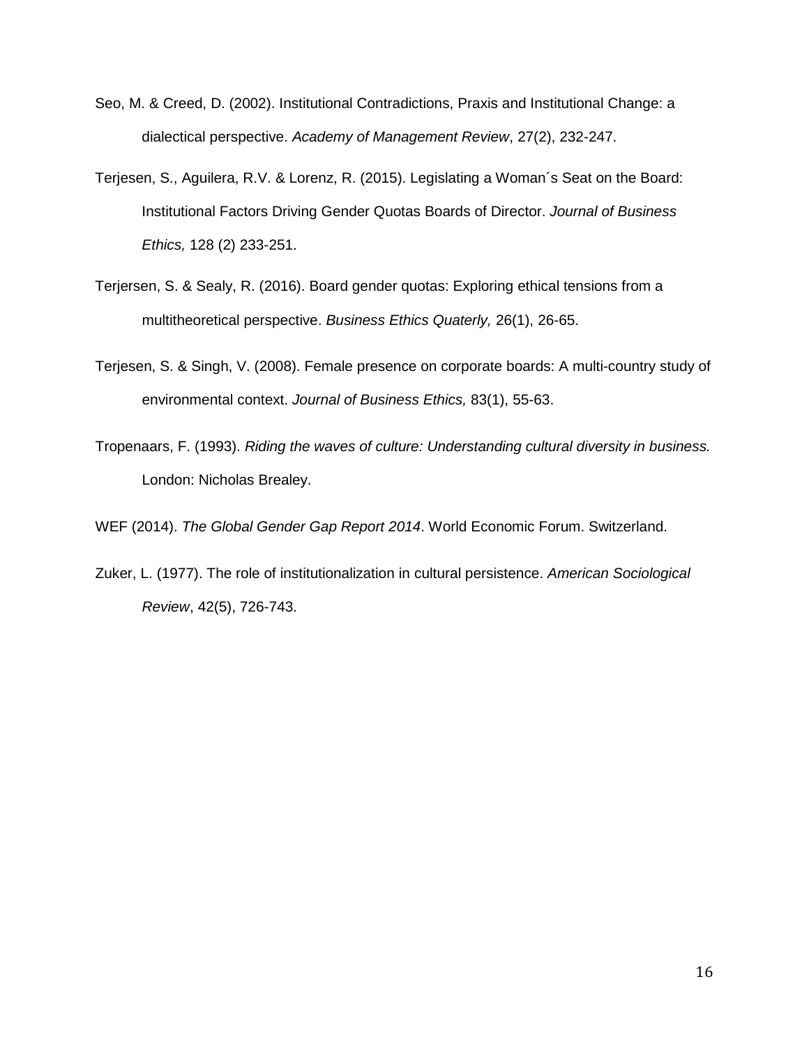Seo, M. & Creed, D. (2002). Institutional Contradictions, Praxis and Institutional Change: a dialectical perspective. *Academy of Management Review*, 27(2), 232-247.

Terjesen, S., Aguilera, R.V. & Lorenz, R. (2015). Legislating a Woman´s Seat on the Board: Institutional Factors Driving Gender Quotas Boards of Director. *Journal of Business Ethics,* 128 (2) 233-251.

Terjersen, S. & Sealy, R. (2016). Board gender quotas: Exploring ethical tensions from a multitheoretical perspective. *Business Ethics Quaterly,* 26(1), 26-65.

Terjesen, S. & Singh, V. (2008). Female presence on corporate boards: A multi-country study of environmental context. *Journal of Business Ethics,* 83(1), 55-63.

Tropenaars, F. (1993). *Riding the waves of culture: Understanding cultural diversity in business.* London: Nicholas Brealey.

WEF (2014). *The Global Gender Gap Report 2014*. World Economic Forum. Switzerland.

Zuker, L. (1977). The role of institutionalization in cultural persistence. *American Sociological Review*, 42(5), 726-743.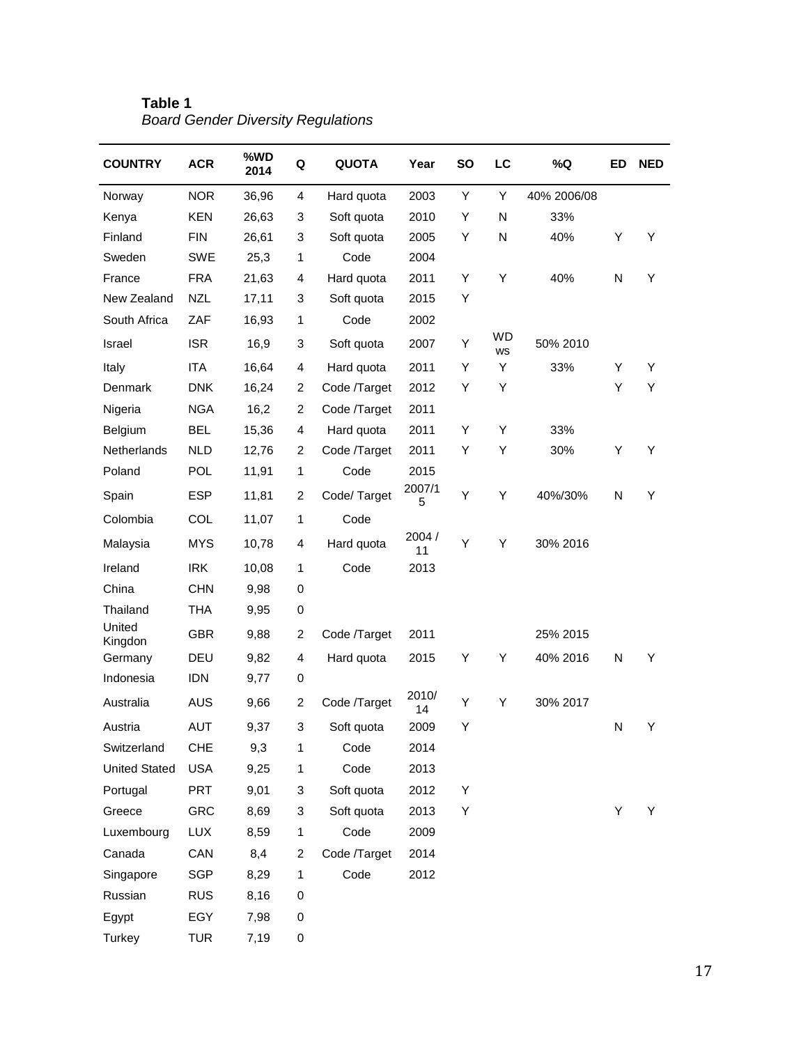**Table 1**
*Board Gender Diversity Regulations*

| COUNTRY | ACR | %WD 2014 | Q | QUOTA | Year | SO | LC | %Q | ED | NED |
|---|---|---|---|---|---|---|---|---|---|---|
| Norway | NOR | 36,96 | 4 | Hard quota | 2003 | Y | Y | 40% 2006/08 | | |
| Kenya | KEN | 26,63 | 3 | Soft quota | 2010 | Y | N | 33% | | |
| Finland | FIN | 26,61 | 3 | Soft quota | 2005 | Y | N | 40% | Y | Y |
| Sweden | SWE | 25,3 | 1 | Code | 2004 | | | | | |
| France | FRA | 21,63 | 4 | Hard quota | 2011 | Y | Y | 40% | N | Y |
| New Zealand | NZL | 17,11 | 3 | Soft quota | 2015 | Y | | | | |
| South Africa | ZAF | 16,93 | 1 | Code | 2002 | | | | | |
| Israel | ISR | 16,9 | 3 | Soft quota | 2007 | Y | WD WS | 50% 2010 | | |
| Italy | ITA | 16,64 | 4 | Hard quota | 2011 | Y | Y | 33% | Y | Y |
| Denmark | DNK | 16,24 | 2 | Code /Target | 2012 | Y | Y | | Y | Y |
| Nigeria | NGA | 16,2 | 2 | Code /Target | 2011 | | | | | |
| Belgium | BEL | 15,36 | 4 | Hard quota | 2011 | Y | Y | 33% | | |
| Netherlands | NLD | 12,76 | 2 | Code /Target | 2011 | Y | Y | 30% | Y | Y |
| Poland | POL | 11,91 | 1 | Code | 2015 | | | | | |
| Spain | ESP | 11,81 | 2 | Code/ Target | 2007/15 | Y | Y | 40%/30% | N | Y |
| Colombia | COL | 11,07 | 1 | Code | | | | | | |
| Malaysia | MYS | 10,78 | 4 | Hard quota | 2004 / 11 | Y | Y | 30% 2016 | | |
| Ireland | IRK | 10,08 | 1 | Code | 2013 | | | | | |
| China | CHN | 9,98 | 0 | | | | | | | |
| Thailand | THA | 9,95 | 0 | | | | | | | |
| United Kingdon | GBR | 9,88 | 2 | Code /Target | 2011 | | | 25% 2015 | | |
| Germany | DEU | 9,82 | 4 | Hard quota | 2015 | Y | Y | 40% 2016 | N | Y |
| Indonesia | IDN | 9,77 | 0 | | | | | | | |
| Australia | AUS | 9,66 | 2 | Code /Target | 2010/ 14 | Y | Y | 30% 2017 | | |
| Austria | AUT | 9,37 | 3 | Soft quota | 2009 | Y | | | N | Y |
| Switzerland | CHE | 9,3 | 1 | Code | 2014 | | | | | |
| United Stated | USA | 9,25 | 1 | Code | 2013 | | | | | |
| Portugal | PRT | 9,01 | 3 | Soft quota | 2012 | Y | | | | |
| Greece | GRC | 8,69 | 3 | Soft quota | 2013 | Y | | | Y | Y |
| Luxembourg | LUX | 8,59 | 1 | Code | 2009 | | | | | |
| Canada | CAN | 8,4 | 2 | Code /Target | 2014 | | | | | |
| Singapore | SGP | 8,29 | 1 | Code | 2012 | | | | | |
| Russian | RUS | 8,16 | 0 | | | | | | | |
| Egypt | EGY | 7,98 | 0 | | | | | | | |
| Turkey | TUR | 7,19 | 0 | | | | | | | |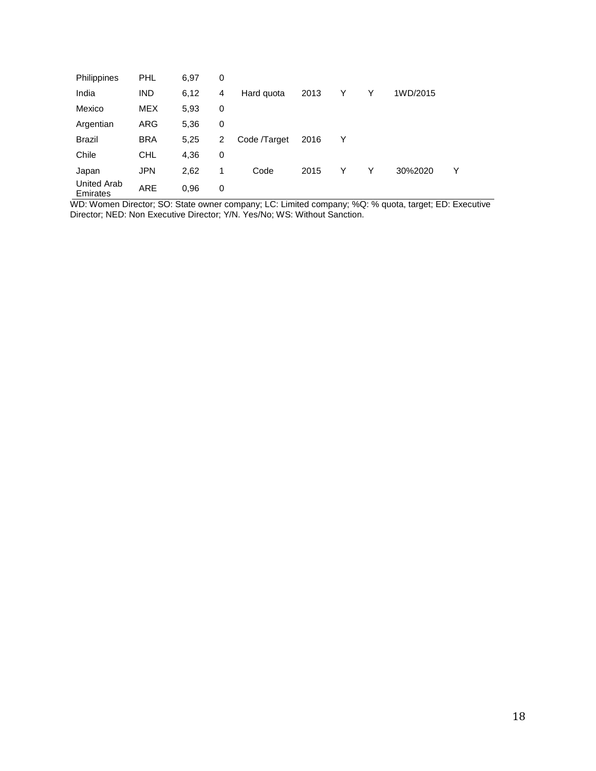| | | | | | | | | | |
|---|---|---|---|---|---|---|---|---|---|
| Philippines | PHL | 6,97 | 0 | | | | | | |
| India | IND | 6,12 | 4 | Hard quota | 2013 | Y | Y | 1WD/2015 | |
| Mexico | MEX | 5,93 | 0 | | | | | | |
| Argentian | ARG | 5,36 | 0 | | | | | | |
| Brazil | BRA | 5,25 | 2 | Code /Target | 2016 | Y | | | |
| Chile | CHL | 4,36 | 0 | | | | | | |
| Japan | JPN | 2,62 | 1 | Code | 2015 | Y | Y | 30%2020 | Y |
| United Arab Emirates | ARE | 0,96 | 0 | | | | | | |

WD: Women Director; SO: State owner company; LC: Limited company; %Q: % quota, target; ED: Executive Director; NED: Non Executive Director; Y/N. Yes/No; WS: Without Sanction.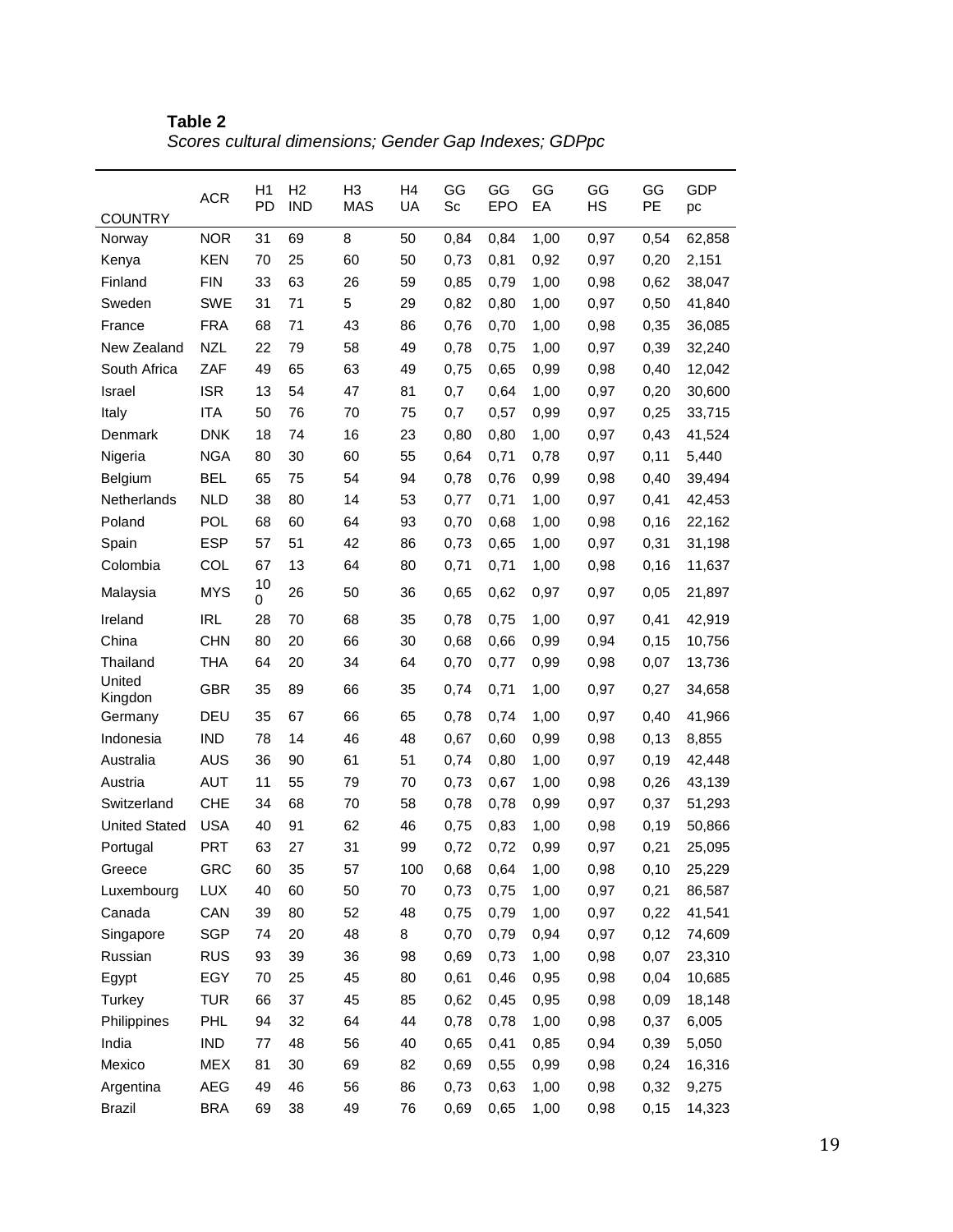**Table 2**
*Scores cultural dimensions; Gender Gap Indexes; GDPpc*

| COUNTRY | ACR | H1 PD | H2 IND | H3 MAS | H4 UA | GG Sc | GG EPO | GG EA | GG HS | GG PE | GDP pc |
|---|---|---|---|---|---|---|---|---|---|---|---|
| Norway | NOR | 31 | 69 | 8 | 50 | 0,84 | 0,84 | 1,00 | 0,97 | 0,54 | 62,858 |
| Kenya | KEN | 70 | 25 | 60 | 50 | 0,73 | 0,81 | 0,92 | 0,97 | 0,20 | 2,151 |
| Finland | FIN | 33 | 63 | 26 | 59 | 0,85 | 0,79 | 1,00 | 0,98 | 0,62 | 38,047 |
| Sweden | SWE | 31 | 71 | 5 | 29 | 0,82 | 0,80 | 1,00 | 0,97 | 0,50 | 41,840 |
| France | FRA | 68 | 71 | 43 | 86 | 0,76 | 0,70 | 1,00 | 0,98 | 0,35 | 36,085 |
| New Zealand | NZL | 22 | 79 | 58 | 49 | 0,78 | 0,75 | 1,00 | 0,97 | 0,39 | 32,240 |
| South Africa | ZAF | 49 | 65 | 63 | 49 | 0,75 | 0,65 | 0,99 | 0,98 | 0,40 | 12,042 |
| Israel | ISR | 13 | 54 | 47 | 81 | 0,7 | 0,64 | 1,00 | 0,97 | 0,20 | 30,600 |
| Italy | ITA | 50 | 76 | 70 | 75 | 0,7 | 0,57 | 0,99 | 0,97 | 0,25 | 33,715 |
| Denmark | DNK | 18 | 74 | 16 | 23 | 0,80 | 0,80 | 1,00 | 0,97 | 0,43 | 41,524 |
| Nigeria | NGA | 80 | 30 | 60 | 55 | 0,64 | 0,71 | 0,78 | 0,97 | 0,11 | 5,440 |
| Belgium | BEL | 65 | 75 | 54 | 94 | 0,78 | 0,76 | 0,99 | 0,98 | 0,40 | 39,494 |
| Netherlands | NLD | 38 | 80 | 14 | 53 | 0,77 | 0,71 | 1,00 | 0,97 | 0,41 | 42,453 |
| Poland | POL | 68 | 60 | 64 | 93 | 0,70 | 0,68 | 1,00 | 0,98 | 0,16 | 22,162 |
| Spain | ESP | 57 | 51 | 42 | 86 | 0,73 | 0,65 | 1,00 | 0,97 | 0,31 | 31,198 |
| Colombia | COL | 67 | 13 | 64 | 80 | 0,71 | 0,71 | 1,00 | 0,98 | 0,16 | 11,637 |
| Malaysia | MYS | 100 | 26 | 50 | 36 | 0,65 | 0,62 | 0,97 | 0,97 | 0,05 | 21,897 |
| Ireland | IRL | 28 | 70 | 68 | 35 | 0,78 | 0,75 | 1,00 | 0,97 | 0,41 | 42,919 |
| China | CHN | 80 | 20 | 66 | 30 | 0,68 | 0,66 | 0,99 | 0,94 | 0,15 | 10,756 |
| Thailand | THA | 64 | 20 | 34 | 64 | 0,70 | 0,77 | 0,99 | 0,98 | 0,07 | 13,736 |
| United Kingdon | GBR | 35 | 89 | 66 | 35 | 0,74 | 0,71 | 1,00 | 0,97 | 0,27 | 34,658 |
| Germany | DEU | 35 | 67 | 66 | 65 | 0,78 | 0,74 | 1,00 | 0,97 | 0,40 | 41,966 |
| Indonesia | IND | 78 | 14 | 46 | 48 | 0,67 | 0,60 | 0,99 | 0,98 | 0,13 | 8,855 |
| Australia | AUS | 36 | 90 | 61 | 51 | 0,74 | 0,80 | 1,00 | 0,97 | 0,19 | 42,448 |
| Austria | AUT | 11 | 55 | 79 | 70 | 0,73 | 0,67 | 1,00 | 0,98 | 0,26 | 43,139 |
| Switzerland | CHE | 34 | 68 | 70 | 58 | 0,78 | 0,78 | 0,99 | 0,97 | 0,37 | 51,293 |
| United Stated | USA | 40 | 91 | 62 | 46 | 0,75 | 0,83 | 1,00 | 0,98 | 0,19 | 50,866 |
| Portugal | PRT | 63 | 27 | 31 | 99 | 0,72 | 0,72 | 0,99 | 0,97 | 0,21 | 25,095 |
| Greece | GRC | 60 | 35 | 57 | 100 | 0,68 | 0,64 | 1,00 | 0,98 | 0,10 | 25,229 |
| Luxembourg | LUX | 40 | 60 | 50 | 70 | 0,73 | 0,75 | 1,00 | 0,97 | 0,21 | 86,587 |
| Canada | CAN | 39 | 80 | 52 | 48 | 0,75 | 0,79 | 1,00 | 0,97 | 0,22 | 41,541 |
| Singapore | SGP | 74 | 20 | 48 | 8 | 0,70 | 0,79 | 0,94 | 0,97 | 0,12 | 74,609 |
| Russian | RUS | 93 | 39 | 36 | 98 | 0,69 | 0,73 | 1,00 | 0,98 | 0,07 | 23,310 |
| Egypt | EGY | 70 | 25 | 45 | 80 | 0,61 | 0,46 | 0,95 | 0,98 | 0,04 | 10,685 |
| Turkey | TUR | 66 | 37 | 45 | 85 | 0,62 | 0,45 | 0,95 | 0,98 | 0,09 | 18,148 |
| Philippines | PHL | 94 | 32 | 64 | 44 | 0,78 | 0,78 | 1,00 | 0,98 | 0,37 | 6,005 |
| India | IND | 77 | 48 | 56 | 40 | 0,65 | 0,41 | 0,85 | 0,94 | 0,39 | 5,050 |
| Mexico | MEX | 81 | 30 | 69 | 82 | 0,69 | 0,55 | 0,99 | 0,98 | 0,24 | 16,316 |
| Argentina | AEG | 49 | 46 | 56 | 86 | 0,73 | 0,63 | 1,00 | 0,98 | 0,32 | 9,275 |
| Brazil | BRA | 69 | 38 | 49 | 76 | 0,69 | 0,65 | 1,00 | 0,98 | 0,15 | 14,323 |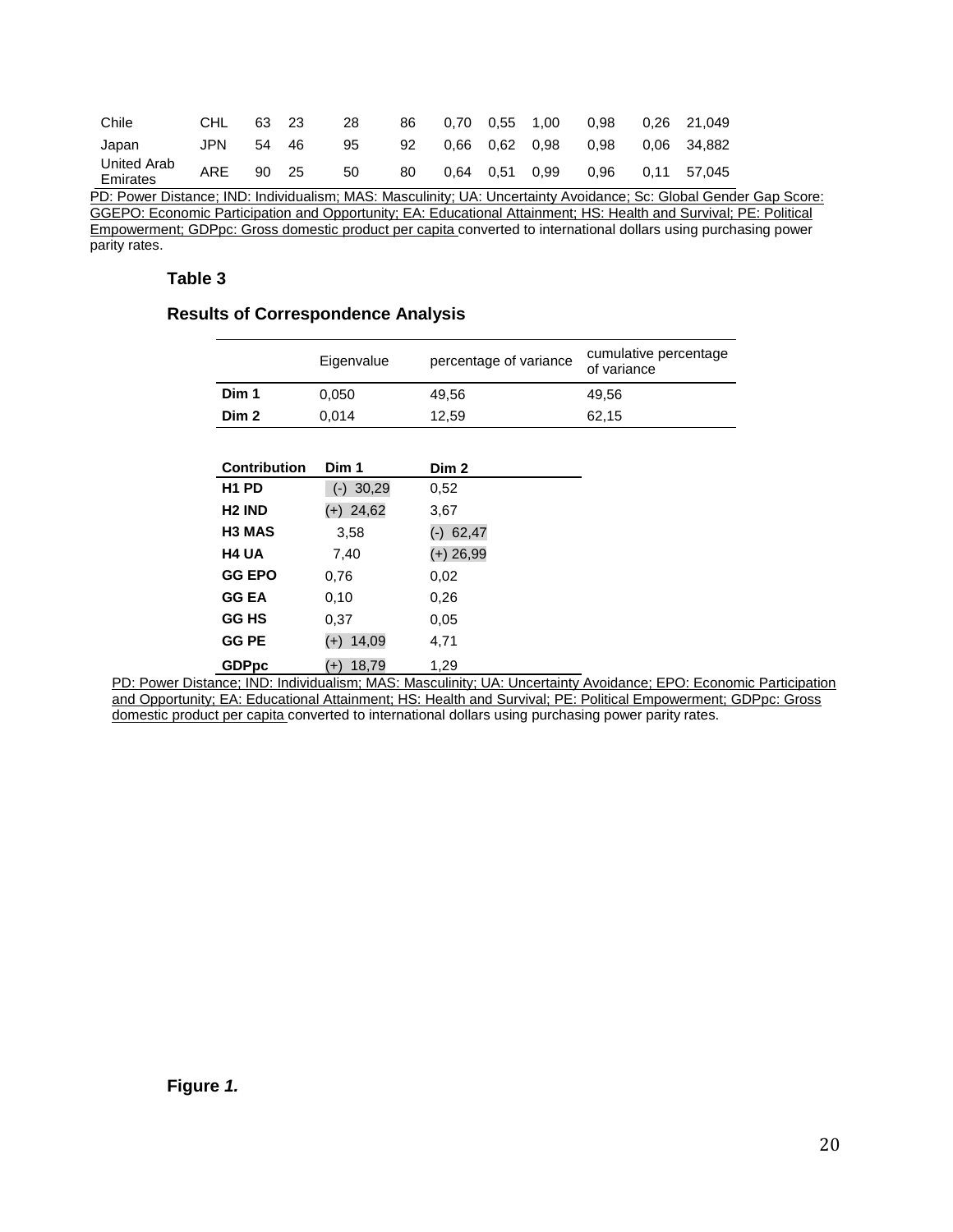| | | | | | | | | | | | |
|---|---|---|---|---|---|---|---|---|---|---|---|
| Chile | CHL | 63 | 23 | 28 | 86 | 0,70 | 0,55 | 1,00 | 0,98 | 0,26 | 21,049 |
| Japan | JPN | 54 | 46 | 95 | 92 | 0,66 | 0,62 | 0,98 | 0,98 | 0,06 | 34,882 |
| United Arab Emirates | ARE | 90 | 25 | 50 | 80 | 0,64 | 0,51 | 0,99 | 0,96 | 0,11 | 57,045 |

PD: Power Distance; IND: Individualism; MAS: Masculinity; UA: Uncertainty Avoidance; Sc: Global Gender Gap Score: GGEPO: Economic Participation and Opportunity; EA: Educational Attainment; HS: Health and Survival; PE: Political Empowerment; GDPpc: Gross domestic product per capita converted to international dollars using purchasing power parity rates.

**Table 3**

**Results of Correspondence Analysis**

| | Eigenvalue | percentage of variance | cumulative percentage of variance |
|---|---|---|---|
| **Dim 1** | 0,050 | 49,56 | 49,56 |
| **Dim 2** | 0,014 | 12,59 | 62,15 |

| Contribution | Dim 1 | Dim 2 |
|---|---|---|
| **H1 PD** | (-) 30,29 | 0,52 |
| **H2 IND** | (+) 24,62 | 3,67 |
| **H3 MAS** | 3,58 | (-) 62,47 |
| **H4 UA** | 7,40 | (+) 26,99 |
| **GG EPO** | 0,76 | 0,02 |
| **GG EA** | 0,10 | 0,26 |
| **GG HS** | 0,37 | 0,05 |
| **GG PE** | (+) 14,09 | 4,71 |
| **GDPpc** | (+) 18,79 | 1,29 |

PD: Power Distance; IND: Individualism; MAS: Masculinity; UA: Uncertainty Avoidance; EPO: Economic Participation and Opportunity; EA: Educational Attainment; HS: Health and Survival; PE: Political Empowerment; GDPpc: Gross domestic product per capita converted to international dollars using purchasing power parity rates.

**Figure *1.***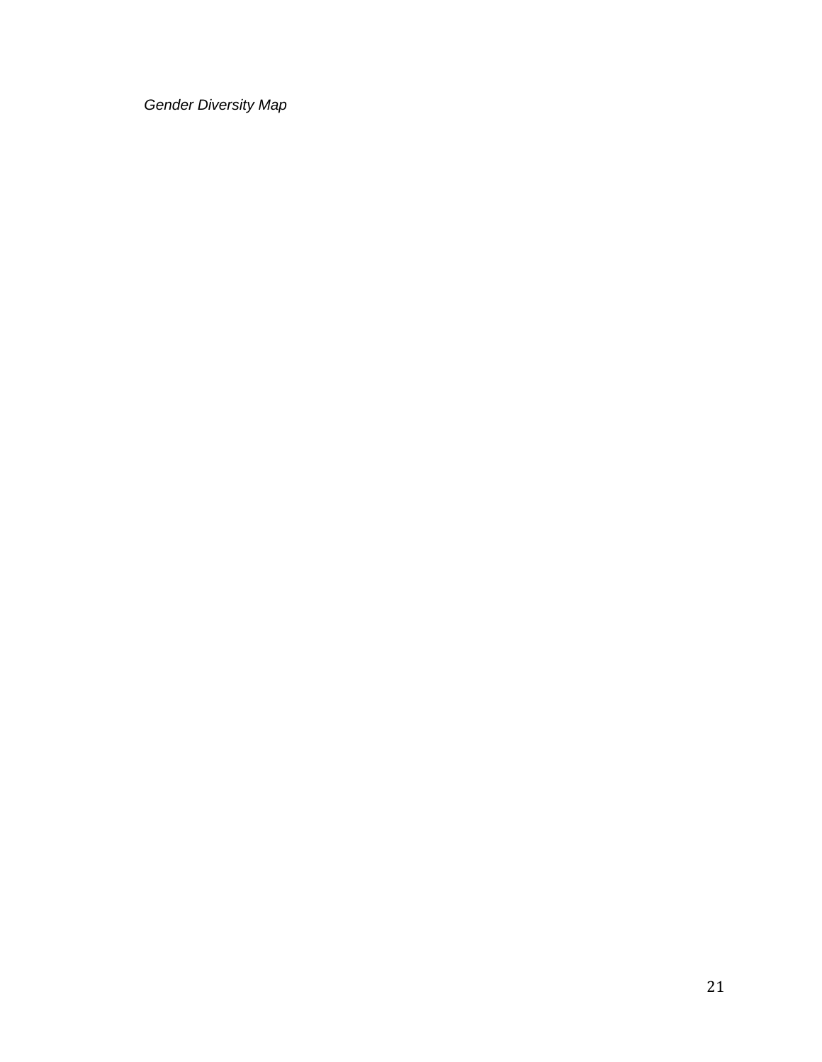*Gender Diversity Map*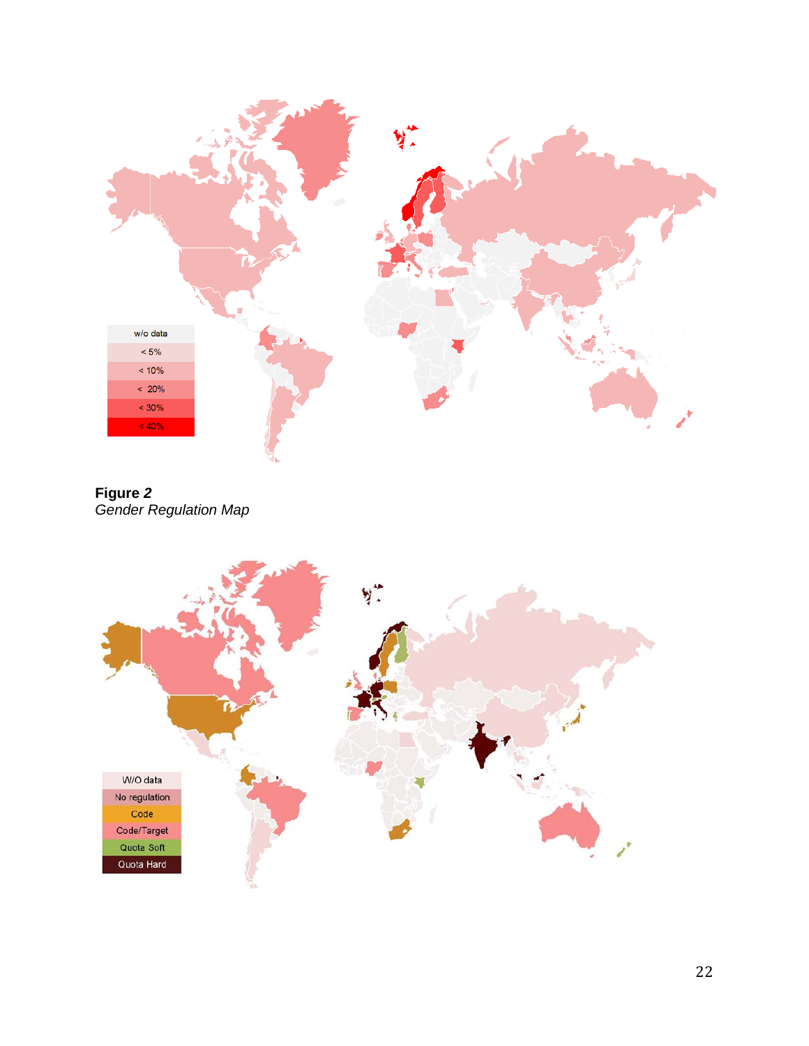w/o data
< 5%
< 10%
< 20%
< 30%
< 40%

**Figure *2***
*Gender Regulation Map*

W/O data
No regulation
Code
Code/Target
Quota Soft
Quota Hard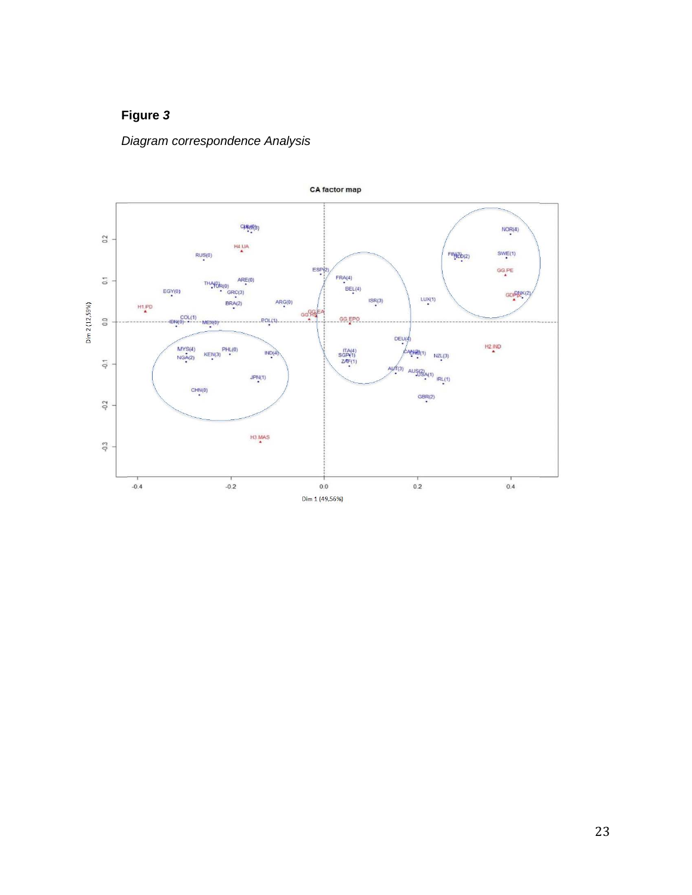**Figure 3**

*Diagram correspondence Analysis*

CA factor map

Dim 1 (49,56%)

Dim 2 (12,59%)

-0.4
-0.2
0.0
0.2
0.4

-0.3
-0.2
-0.1
0.0
0.1
0.2

CHL(0)
PER(0)
H4.UA
RUS(0)
NOR(4)
FIN(3)
NLD(2)
SWE(1)
GG.PE
ESP(2)
FRA(4)
THA(0)
TUR(0)
ARE(0)
GRC(3)
EGY(0)
BEL(4)
GDP
DNK(2)
ISR(3)
LUX(1)
BRA(2)
ARG(0)
H1.PD
GG.EA
GG.RQ
COL(1)
GG.EPO
IDN(0)
MEX(0)
POL(1)
DEU(4)
H2.IND
MYS(4)
PHL(0)
ITA(4)
NGA(2)
KEN(3)
IND(4)
SGP(1)
CAN(3)
CHE(1)
NZL(3)
ZAF(1)
AUT(3)
AUS(2)
USA(1)
JPN(1)
IRL(1)
CHN(0)
GBR(2)
H3.MAS